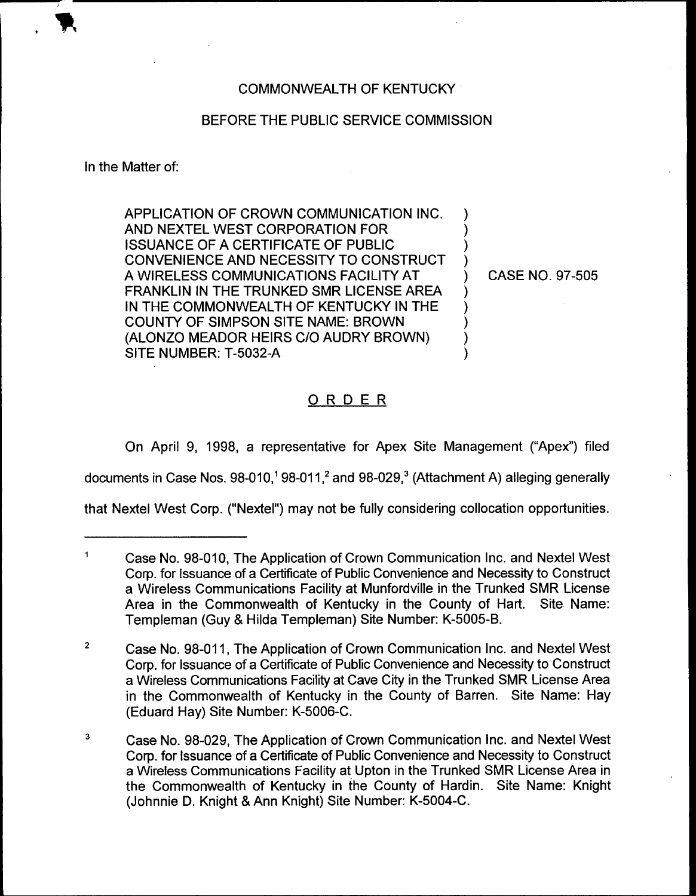COMMONWEALTH OF KENTUCKY

BEFORE THE PUBLIC SERVICE COMMISSION

In the Matter of:

| | | |
|---|---|---|
| APPLICATION OF CROWN COMMUNICATION INC. AND NEXTEL WEST CORPORATION FOR ISSUANCE OF A CERTIFICATE OF PUBLIC CONVENIENCE AND NECESSITY TO CONSTRUCT A WIRELESS COMMUNICATIONS FACILITY AT FRANKLIN IN THE TRUNKED SMR LICENSE AREA IN THE COMMONWEALTH OF KENTUCKY IN THE COUNTY OF SIMPSON SITE NAME: BROWN (ALONZO MEADOR HEIRS C/O AUDRY BROWN) SITE NUMBER: T-5032-A | ) | CASE NO. 97-505 |

## ORDER

On April 9, 1998, a representative for Apex Site Management ("Apex") filed documents in Case Nos. 98-010,[1] 98-011,[2] and 98-029,[3] (Attachment A) alleging generally that Nextel West Corp. ("Nextel") may not be fully considering collocation opportunities.

---

[1] Case No. 98-010, The Application of Crown Communication Inc. and Nextel West Corp. for Issuance of a Certificate of Public Convenience and Necessity to Construct a Wireless Communications Facility at Munfordville in the Trunked SMR License Area in the Commonwealth of Kentucky in the County of Hart. Site Name: Templeman (Guy & Hilda Templeman) Site Number: K-5005-B.

[2] Case No. 98-011, The Application of Crown Communication Inc. and Nextel West Corp. for Issuance of a Certificate of Public Convenience and Necessity to Construct a Wireless Communications Facility at Cave City in the Trunked SMR License Area in the Commonwealth of Kentucky in the County of Barren. Site Name: Hay (Eduard Hay) Site Number: K-5006-C.

[3] Case No. 98-029, The Application of Crown Communication Inc. and Nextel West Corp. for Issuance of a Certificate of Public Convenience and Necessity to Construct a Wireless Communications Facility at Upton in the Trunked SMR License Area in the Commonwealth of Kentucky in the County of Hardin. Site Name: Knight (Johnnie D. Knight & Ann Knight) Site Number: K-5004-C.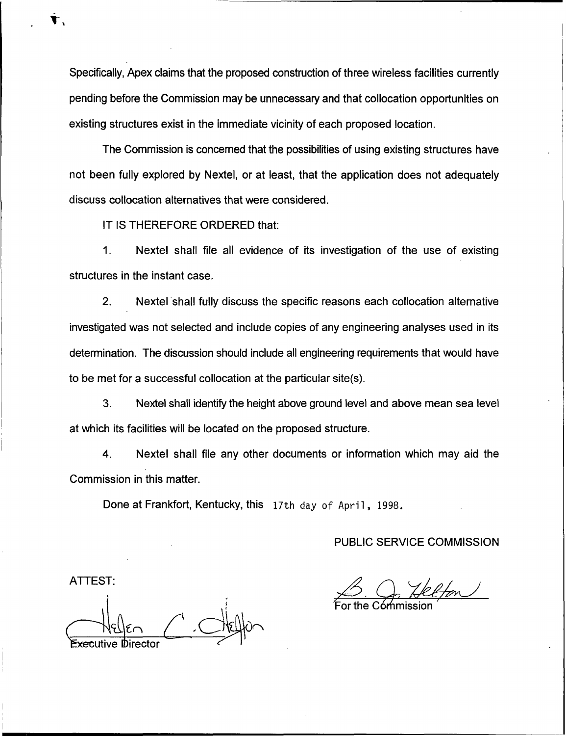Specifically, Apex claims that the proposed construction of three wireless facilities currently pending before the Commission may be unnecessary and that collocation opportunities on existing structures exist in the immediate vicinity of each proposed location.

The Commission is concerned that the possibilities of using existing structures have not been fully explored by Nextel, or at least, that the application does not adequately discuss collocation alternatives that were considered.

IT IS THEREFORE ORDERED that:

1. Nextel shall file all evidence of its investigation of the use of existing structures in the instant case.

2. Nextel shall fully discuss the specific reasons each collocation alternative investigated was not selected and include copies of any engineering analyses used in its determination. The discussion should include all engineering requirements that would have to be met for a successful collocation at the particular site(s).

3. Nextel shall identify the height above ground level and above mean sea level at which its facilities will be located on the proposed structure.

4. Nextel shall file any other documents or information which may aid the Commission in this matter.

Done at Frankfort, Kentucky, this 17th day of April, 1998.

PUBLIC SERVICE COMMISSION

For the Commission

ATTEST:

Executive Director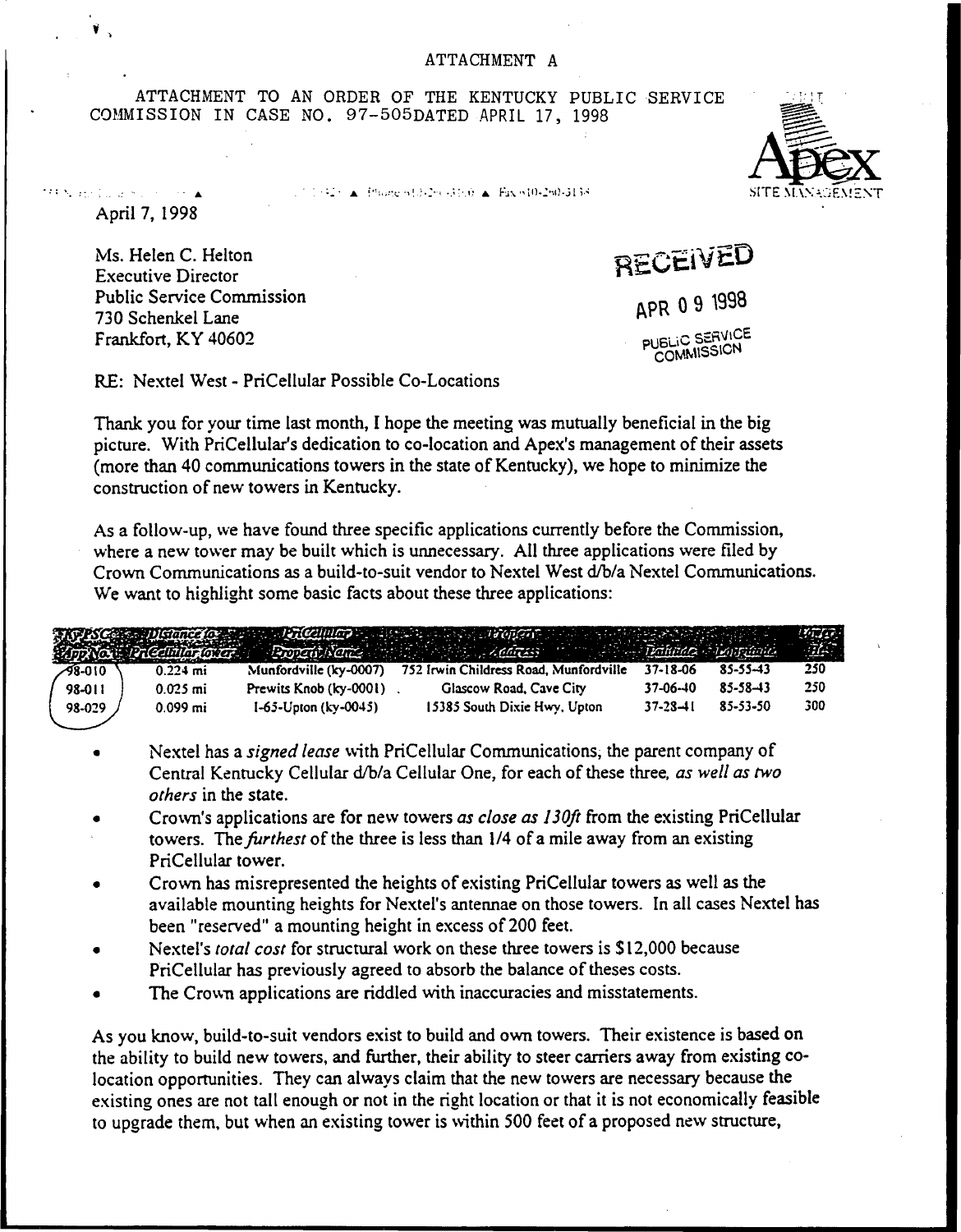ATTACHMENT A

ATTACHMENT TO AN ORDER OF THE KENTUCKY PUBLIC SERVICE COMMISSION IN CASE NO. 97-505DATED APRIL 17, 1998

Apex
SITE MANAGEMENT

April 7, 1998

Ms. Helen C. Helton
Executive Director
Public Service Commission
730 Schenkel Lane
Frankfort, KY 40602

RECEIVED
APR 09 1998
PUBLIC SERVICE COMMISSION

RE: Nextel West - PriCellular Possible Co-Locations

Thank you for your time last month, I hope the meeting was mutually beneficial in the big picture. With PriCellular's dedication to co-location and Apex's management of their assets (more than 40 communications towers in the state of Kentucky), we hope to minimize the construction of new towers in Kentucky.

As a follow-up, we have found three specific applications currently before the Commission, where a new tower may be built which is unnecessary. All three applications were filed by Crown Communications as a build-to-suit vendor to Nextel West d/b/a Nextel Communications. We want to highlight some basic facts about these three applications:

| KY PSC App No. | Distance to PriCellular tower | PriCellular Property Name | Property Address | Latitude | Longitude | Tower Ht. |
|---|---|---|---|---|---|---|
| 98-010 | 0.224 mi | Munfordville (ky-0007) | 752 Irwin Childress Road, Munfordville | 37-18-06 | 85-55-43 | 250 |
| 98-011 | 0.025 mi | Prewits Knob (ky-0001) | Glascow Road, Cave City | 37-06-40 | 85-58-43 | 250 |
| 98-029 | 0.099 mi | I-65-Upton (ky-0045) | 15385 South Dixie Hwy, Upton | 37-28-41 | 85-53-50 | 300 |

- Nextel has a *signed lease* with PriCellular Communications, the parent company of Central Kentucky Cellular d/b/a Cellular One, for each of these three, *as well as two others* in the state.
- Crown's applications are for new towers *as close as 130ft* from the existing PriCellular towers. The *furthest* of the three is less than 1/4 of a mile away from an existing PriCellular tower.
- Crown has misrepresented the heights of existing PriCellular towers as well as the available mounting heights for Nextel's antennae on those towers. In all cases Nextel has been "reserved" a mounting height in excess of 200 feet.
- Nextel's *total cost* for structural work on these three towers is $12,000 because PriCellular has previously agreed to absorb the balance of theses costs.
- The Crown applications are riddled with inaccuracies and misstatements.

As you know, build-to-suit vendors exist to build and own towers. Their existence is based on the ability to build new towers, and further, their ability to steer carriers away from existing co-location opportunities. They can always claim that the new towers are necessary because the existing ones are not tall enough or not in the right location or that it is not economically feasible to upgrade them, but when an existing tower is within 500 feet of a proposed new structure,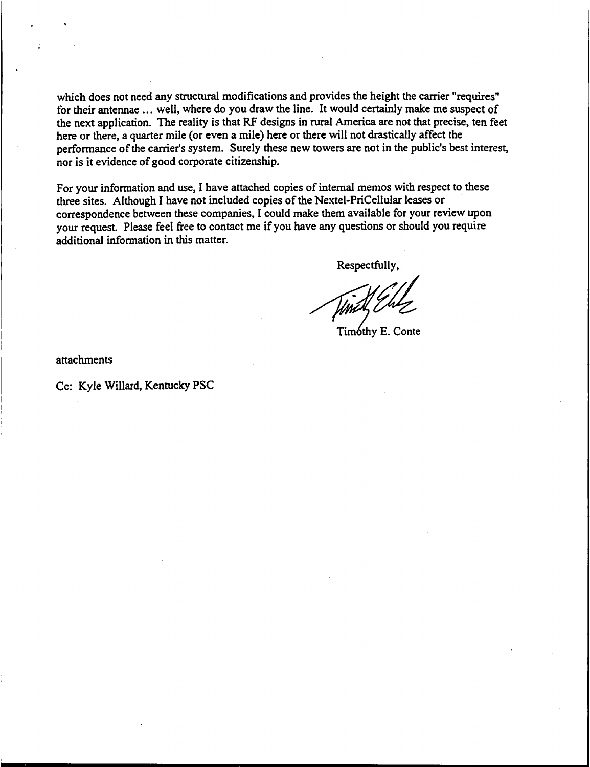which does not need any structural modifications and provides the height the carrier "requires" for their antennae ... well, where do you draw the line. It would certainly make me suspect of the next application. The reality is that RF designs in rural America are not that precise, ten feet here or there, a quarter mile (or even a mile) here or there will not drastically affect the performance of the carrier's system. Surely these new towers are not in the public's best interest, nor is it evidence of good corporate citizenship.

For your information and use, I have attached copies of internal memos with respect to these three sites. Although I have not included copies of the Nextel-PriCellular leases or correspondence between these companies, I could make them available for your review upon your request. Please feel free to contact me if you have any questions or should you require additional information in this matter.

Respectfully,

Timothy E. Conte

attachments

Cc: Kyle Willard, Kentucky PSC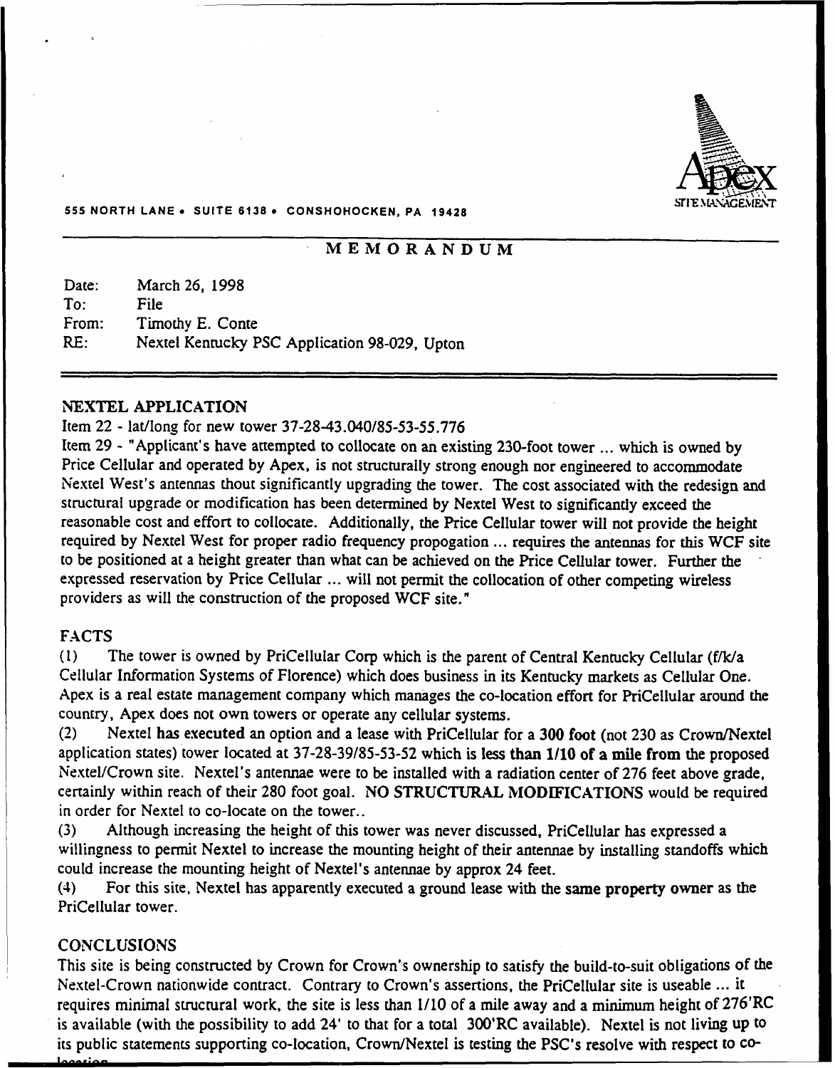555 NORTH LANE • SUITE 6138 • CONSHOHOCKEN, PA 19428

## MEMORANDUM

Date: March 26, 1998
To: File
From: Timothy E. Conte
RE: Nextel Kentucky PSC Application 98-029, Upton

### NEXTEL APPLICATION

Item 22 - lat/long for new tower 37-28-43.040/85-53-55.776

Item 29 - "Applicant's have attempted to collocate on an existing 230-foot tower ... which is owned by Price Cellular and operated by Apex, is not structurally strong enough nor engineered to accommodate Nextel West's antennas thout significantly upgrading the tower. The cost associated with the redesign and structural upgrade or modification has been determined by Nextel West to significantly exceed the reasonable cost and effort to collocate. Additionally, the Price Cellular tower will not provide the height required by Nextel West for proper radio frequency propogation ... requires the antennas for this WCF site to be positioned at a height greater than what can be achieved on the Price Cellular tower. Further the expressed reservation by Price Cellular ... will not permit the collocation of other competing wireless providers as will the construction of the proposed WCF site."

### FACTS

(1) The tower is owned by PriCellular Corp which is the parent of Central Kentucky Cellular (f/k/a Cellular Information Systems of Florence) which does business in its Kentucky markets as Cellular One. Apex is a real estate management company which manages the co-location effort for PriCellular around the country, Apex does not own towers or operate any cellular systems.

(2) Nextel **has executed** an option and a lease with PriCellular for a **300 foot** (not 230 as Crown/Nextel application states) tower located at 37-28-39/85-53-52 which is **less than 1/10 of a mile from** the proposed Nextel/Crown site. Nextel's antennae were to be installed with a radiation center of 276 feet above grade, certainly within reach of their 280 foot goal. **NO STRUCTURAL MODIFICATIONS** would be required in order for Nextel to co-locate on the tower..

(3) Although increasing the height of this tower was never discussed, PriCellular has expressed a willingness to permit Nextel to increase the mounting height of their antennae by installing standoffs which could increase the mounting height of Nextel's antennae by approx 24 feet.

(4) For this site, Nextel has apparently executed a ground lease with the **same property owner** as the PriCellular tower.

### CONCLUSIONS

This site is being constructed by Crown for Crown's ownership to satisfy the build-to-suit obligations of the Nextel-Crown nationwide contract. Contrary to Crown's assertions, the PriCellular site is useable ... it requires minimal structural work, the site is less than 1/10 of a mile away and a minimum height of 276'RC is available (with the possibility to add 24' to that for a total 300'RC available). Nextel is not living up to its public statements supporting co-location, Crown/Nextel is testing the PSC's resolve with respect to co-location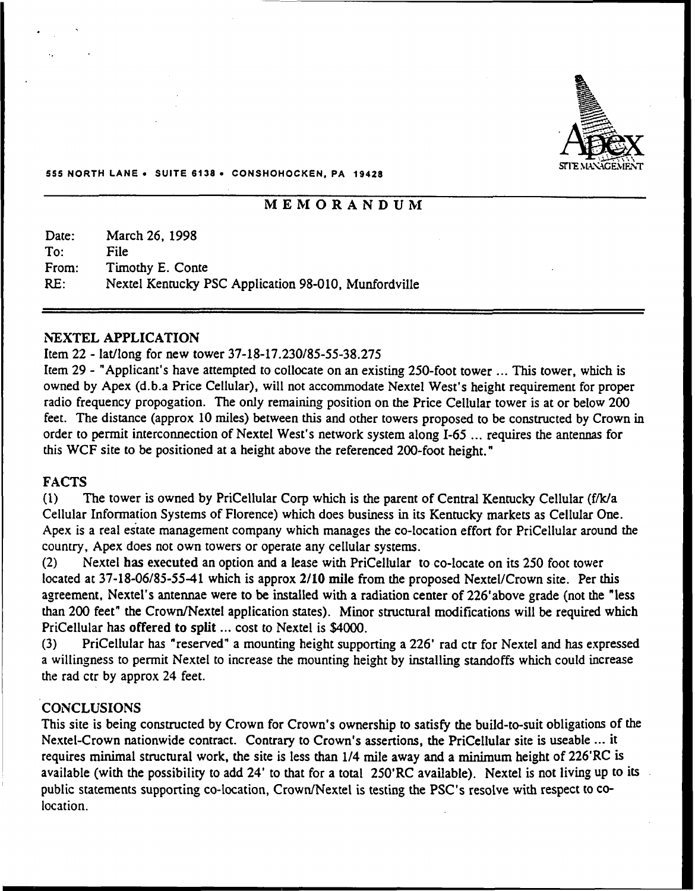555 NORTH LANE • SUITE 6138 • CONSHOHOCKEN, PA 19428

Apex SITE MANAGEMENT

# MEMORANDUM

Date: March 26, 1998
To: File
From: Timothy E. Conte
RE: Nextel Kentucky PSC Application 98-010, Munfordville

## NEXTEL APPLICATION

Item 22 - lat/long for new tower 37-18-17.230/85-55-38.275

Item 29 - "Applicant's have attempted to collocate on an existing 250-foot tower ... This tower, which is owned by Apex (d.b.a Price Cellular), will not accommodate Nextel West's height requirement for proper radio frequency propogation. The only remaining position on the Price Cellular tower is at or below 200 feet. The distance (approx 10 miles) between this and other towers proposed to be constructed by Crown in order to permit interconnection of Nextel West's network system along I-65 ... requires the antennas for this WCF site to be positioned at a height above the referenced 200-foot height."

## FACTS

(1) The tower is owned by PriCellular Corp which is the parent of Central Kentucky Cellular (f/k/a Cellular Information Systems of Florence) which does business in its Kentucky markets as Cellular One. Apex is a real estate management company which manages the co-location effort for PriCellular around the country, Apex does not own towers or operate any cellular systems.

(2) Nextel **has executed** an option and a lease with PriCellular to co-locate on its 250 foot tower located at 37-18-06/85-55-41 which is approx **2/10 mile** from the proposed Nextel/Crown site. Per this agreement, Nextel's antennae were to be installed with a radiation center of 226'above grade (not the "less than 200 feet" the Crown/Nextel application states). Minor structural modifications will be required which PriCellular has **offered to split** ... cost to Nextel is $4000.

(3) PriCellular has "reserved" a mounting height supporting a 226' rad ctr for Nextel and has expressed a willingness to permit Nextel to increase the mounting height by installing standoffs which could increase the rad ctr by approx 24 feet.

## CONCLUSIONS

This site is being constructed by Crown for Crown's ownership to satisfy the build-to-suit obligations of the Nextel-Crown nationwide contract. Contrary to Crown's assertions, the PriCellular site is useable ... it requires minimal structural work, the site is less than 1/4 mile away and a minimum height of 226'RC is available (with the possibility to add 24' to that for a total 250'RC available). Nextel is not living up to its public statements supporting co-location, Crown/Nextel is testing the PSC's resolve with respect to co-location.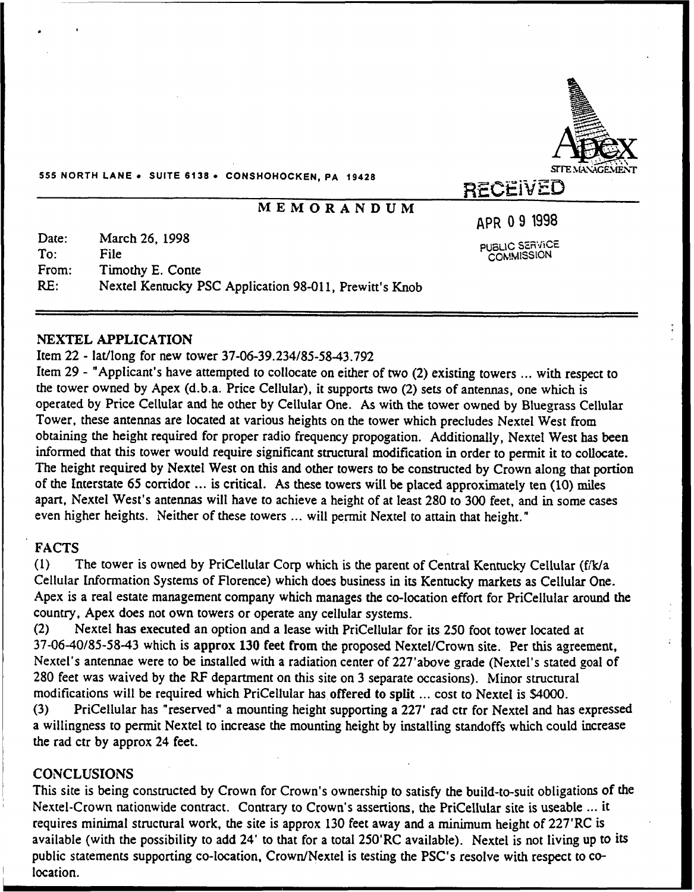Apex SITE MANAGEMENT

555 NORTH LANE • SUITE 6138 • CONSHOHOCKEN, PA 19428

RECEIVED

APR 09 1998

PUBLIC SERVICE COMMISSION

# MEMORANDUM

Date: March 26, 1998
To: File
From: Timothy E. Conte
RE: Nextel Kentucky PSC Application 98-011, Prewitt's Knob

## NEXTEL APPLICATION

Item 22 - lat/long for new tower 37-06-39.234/85-58-43.792

Item 29 - "Applicant's have attempted to collocate on either of two (2) existing towers ... with respect to the tower owned by Apex (d.b.a. Price Cellular), it supports two (2) sets of antennas, one which is operated by Price Cellular and he other by Cellular One. As with the tower owned by Bluegrass Cellular Tower, these antennas are located at various heights on the tower which precludes Nextel West from obtaining the height required for proper radio frequency propogation. Additionally, Nextel West has been informed that this tower would require significant structural modification in order to permit it to collocate. The height required by Nextel West on this and other towers to be constructed by Crown along that portion of the Interstate 65 corridor ... is critical. As these towers will be placed approximately ten (10) miles apart, Nextel West's antennas will have to achieve a height of at least 280 to 300 feet, and in some cases even higher heights. Neither of these towers ... will permit Nextel to attain that height."

## FACTS

(1) The tower is owned by PriCellular Corp which is the parent of Central Kentucky Cellular (f/k/a Cellular Information Systems of Florence) which does business in its Kentucky markets as Cellular One. Apex is a real estate management company which manages the co-location effort for PriCellular around the country, Apex does not own towers or operate any cellular systems.

(2) Nextel **has executed** an option and a lease with PriCellular for its 250 foot tower located at 37-06-40/85-58-43 which is **approx 130 feet from** the proposed Nextel/Crown site. Per this agreement, Nextel's antennae were to be installed with a radiation center of 227'above grade (Nextel's stated goal of 280 feet was waived by the RF department on this site on 3 separate occasions). Minor structural modifications will be required which PriCellular has **offered to split** ... cost to Nextel is $4000.

(3) PriCellular has "reserved" a mounting height supporting a 227' rad ctr for Nextel and has expressed a willingness to permit Nextel to increase the mounting height by installing standoffs which could increase the rad ctr by approx 24 feet.

## CONCLUSIONS

This site is being constructed by Crown for Crown's ownership to satisfy the build-to-suit obligations of the Nextel-Crown nationwide contract. Contrary to Crown's assertions, the PriCellular site is useable ... it requires minimal structural work, the site is approx 130 feet away and a minimum height of 227'RC is available (with the possibility to add 24' to that for a total 250'RC available). Nextel is not living up to its public statements supporting co-location, Crown/Nextel is testing the PSC's resolve with respect to co-location.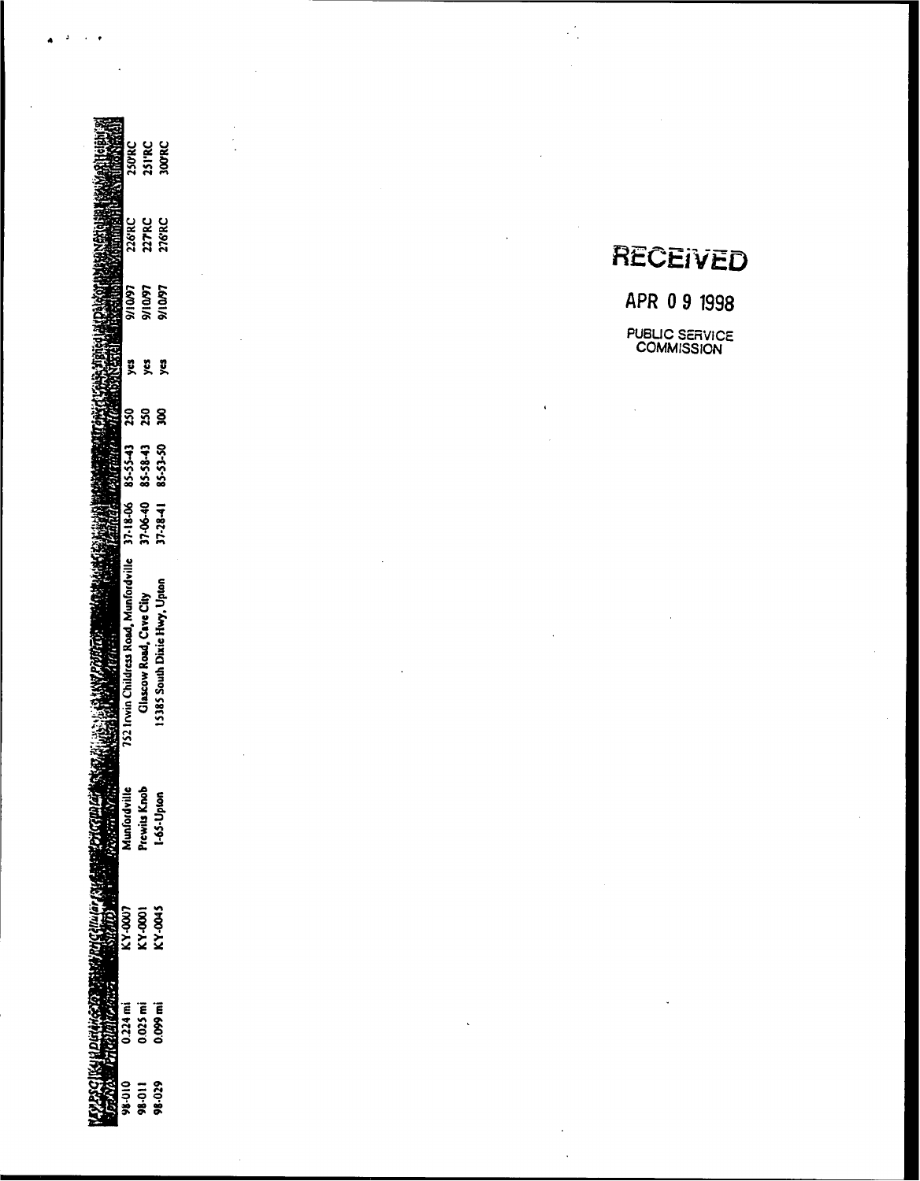| | | | | | | | | | | | |
|---|---|---|---|---|---|---|---|---|---|---|---|
| 98-010 | 0.224 mi | KY-0007 | Munfordville | 752 Irwin Childress Road, Munfordville | 37-18-06 | 85-55-43 | 250 | yes | 9/10/97 | 226'RC | 250'RC |
| 98-011 | 0.025 mi | KY-0001 | Prewits Knob | Glascow Road, Cave City | 37-06-40 | 85-58-43 | 250 | yes | 9/10/97 | 227'RC | 251'RC |
| 98-029 | 0.099 mi | KY-0045 | I-65-Upton | 15385 South Dixie Hwy, Upton | 37-28-41 | 85-53-50 | 300 | yes | 9/10/97 | 276'RC | 300'RC |

RECEIVED

APR 09 1998

PUBLIC SERVICE COMMISSION